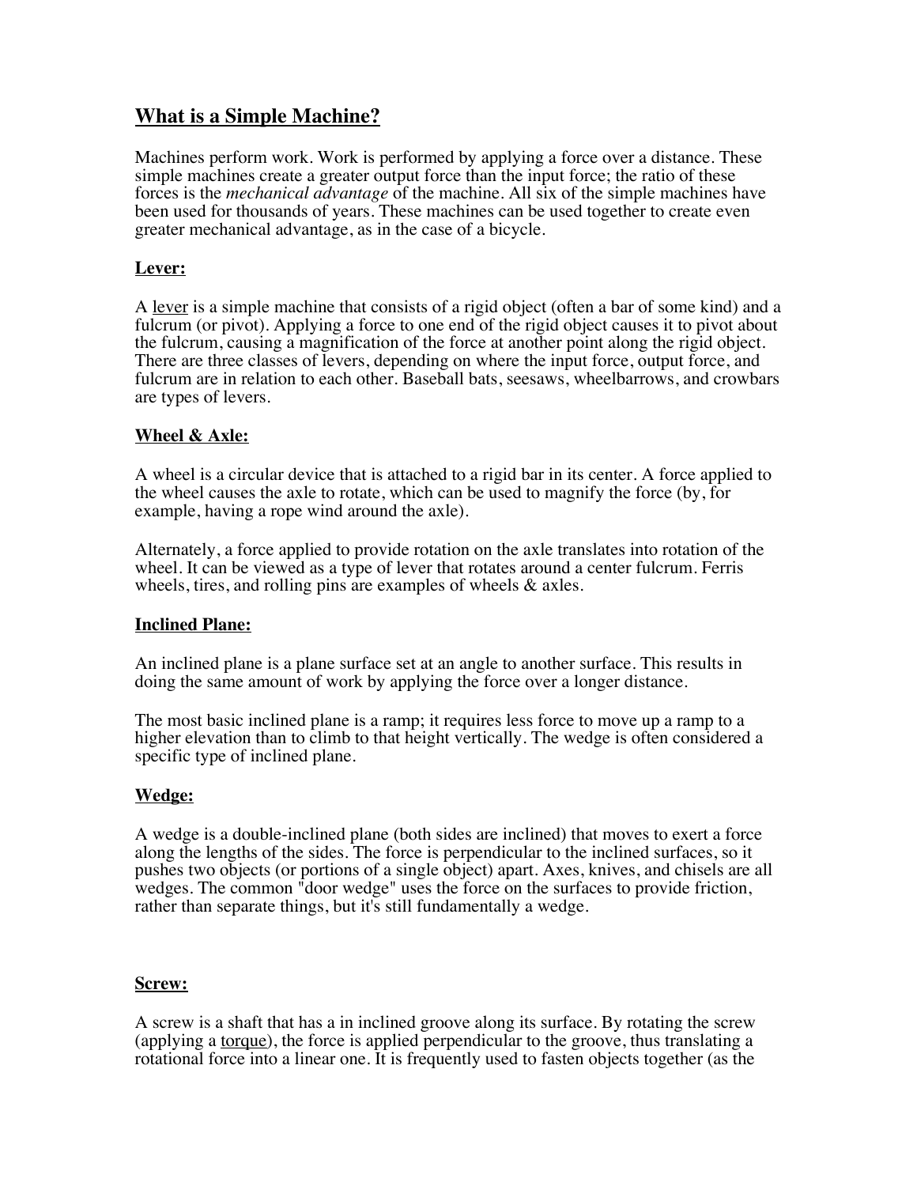# What is a Simple Machine?

Machines perform work. Work is performed by applying a force over a distance. These simple machines create a greater output force than the input force; the ratio of these forces is the *mechanical advantage* of the machine. All six of the simple machines have been used for thousands of years. These machines can be used together to create even greater mechanical advantage, as in the case of a bicycle.

## Lever:

A lever is a simple machine that consists of a rigid object (often a bar of some kind) and a fulcrum (or pivot). Applying a force to one end of the rigid object causes it to pivot about the fulcrum, causing a magnification of the force at another point along the rigid object. There are three classes of levers, depending on where the input force, output force, and fulcrum are in relation to each other. Baseball bats, seesaws, wheelbarrows, and crowbars are types of levers.

## Wheel & Axle:

A wheel is a circular device that is attached to a rigid bar in its center. A force applied to the wheel causes the axle to rotate, which can be used to magnify the force (by, for example, having a rope wind around the axle).

Alternately, a force applied to provide rotation on the axle translates into rotation of the wheel. It can be viewed as a type of lever that rotates around a center fulcrum. Ferris wheels, tires, and rolling pins are examples of wheels & axles.

## Inclined Plane:

An inclined plane is a plane surface set at an angle to another surface. This results in doing the same amount of work by applying the force over a longer distance.

The most basic inclined plane is a ramp; it requires less force to move up a ramp to a higher elevation than to climb to that height vertically. The wedge is often considered a specific type of inclined plane.

## Wedge:

A wedge is a double-inclined plane (both sides are inclined) that moves to exert a force along the lengths of the sides. The force is perpendicular to the inclined surfaces, so it pushes two objects (or portions of a single object) apart. Axes, knives, and chisels are all wedges. The common "door wedge" uses the force on the surfaces to provide friction, rather than separate things, but it's still fundamentally a wedge.

## Screw:

A screw is a shaft that has a in inclined groove along its surface. By rotating the screw (applying a torque), the force is applied perpendicular to the groove, thus translating a rotational force into a linear one. It is frequently used to fasten objects together (as the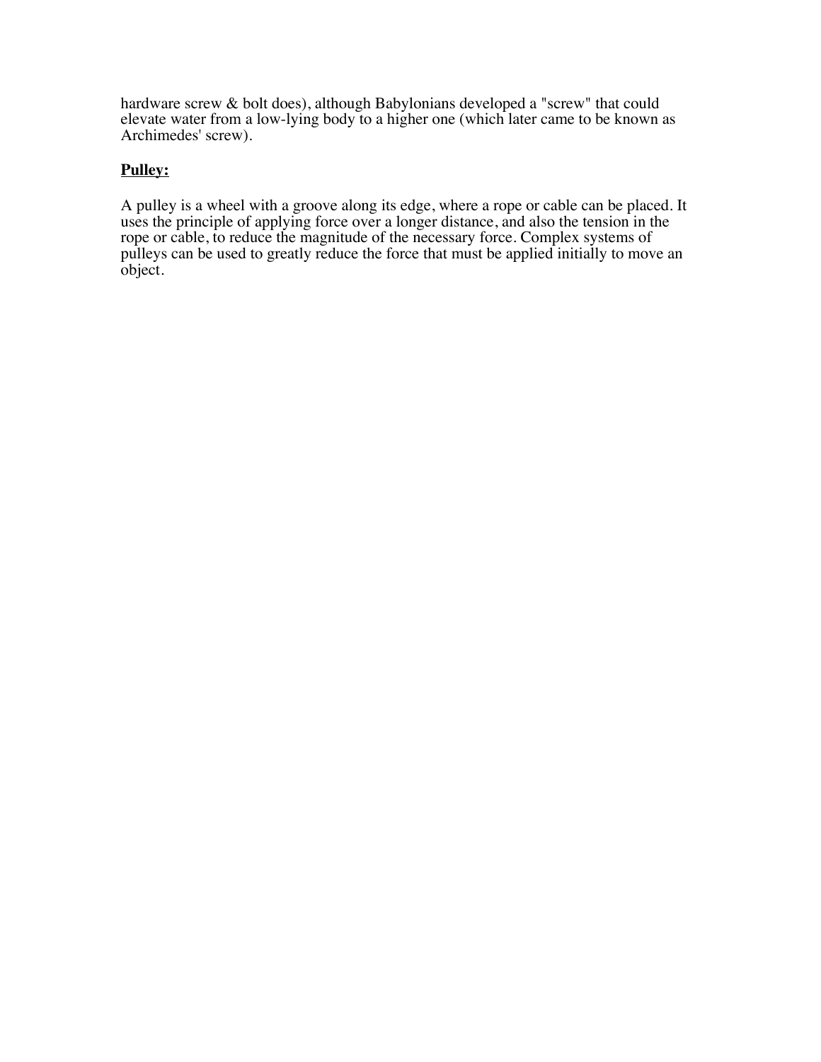hardware screw & bolt does), although Babylonians developed a "screw" that could elevate water from a low-lying body to a higher one (which later came to be known as Archimedes' screw).

**Pulley:**

A pulley is a wheel with a groove along its edge, where a rope or cable can be placed. It uses the principle of applying force over a longer distance, and also the tension in the rope or cable, to reduce the magnitude of the necessary force. Complex systems of pulleys can be used to greatly reduce the force that must be applied initially to move an object.